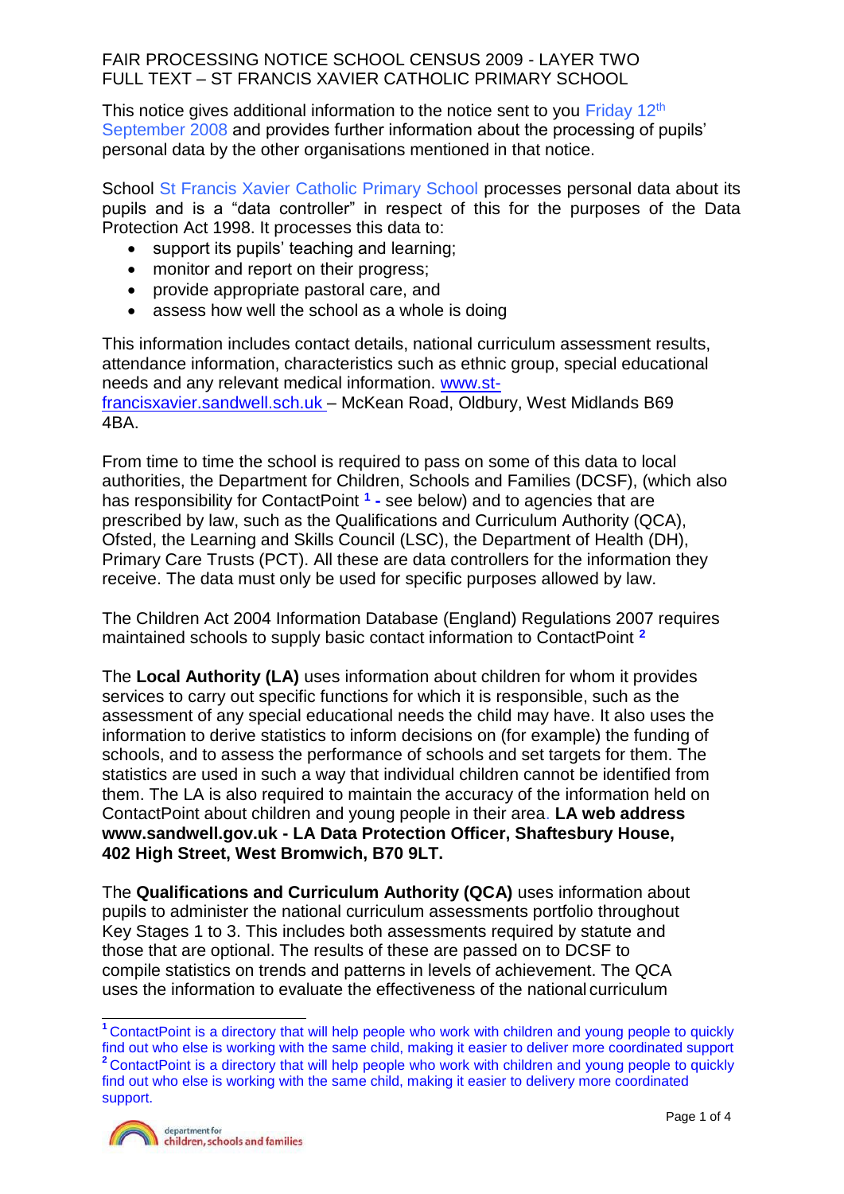FAIR PROCESSING NOTICE SCHOOL CENSUS 2009 - LAYER TWO
FULL TEXT – ST FRANCIS XAVIER CATHOLIC PRIMARY SCHOOL

This notice gives additional information to the notice sent to you Friday 12th September 2008 and provides further information about the processing of pupils' personal data by the other organisations mentioned in that notice.

School St Francis Xavier Catholic Primary School processes personal data about its pupils and is a "data controller" in respect of this for the purposes of the Data Protection Act 1998. It processes this data to:

- support its pupils' teaching and learning;
- monitor and report on their progress;
- provide appropriate pastoral care, and
- assess how well the school as a whole is doing

This information includes contact details, national curriculum assessment results, attendance information, characteristics such as ethnic group, special educational needs and any relevant medical information. www.st-francisxavier.sandwell.sch.uk – McKean Road, Oldbury, West Midlands B69 4BA.

From time to time the school is required to pass on some of this data to local authorities, the Department for Children, Schools and Families (DCSF), (which also has responsibility for ContactPoint [1] **-** see below) and to agencies that are prescribed by law, such as the Qualifications and Curriculum Authority (QCA), Ofsted, the Learning and Skills Council (LSC), the Department of Health (DH), Primary Care Trusts (PCT). All these are data controllers for the information they receive. The data must only be used for specific purposes allowed by law.

The Children Act 2004 Information Database (England) Regulations 2007 requires maintained schools to supply basic contact information to ContactPoint [2]

The **Local Authority (LA)** uses information about children for whom it provides services to carry out specific functions for which it is responsible, such as the assessment of any special educational needs the child may have. It also uses the information to derive statistics to inform decisions on (for example) the funding of schools, and to assess the performance of schools and set targets for them. The statistics are used in such a way that individual children cannot be identified from them. The LA is also required to maintain the accuracy of the information held on ContactPoint about children and young people in their area. **LA web address www.sandwell.gov.uk - LA Data Protection Officer, Shaftesbury House, 402 High Street, West Bromwich, B70 9LT.**

The **Qualifications and Curriculum Authority (QCA)** uses information about pupils to administer the national curriculum assessments portfolio throughout Key Stages 1 to 3. This includes both assessments required by statute and those that are optional. The results of these are passed on to DCSF to compile statistics on trends and patterns in levels of achievement. The QCA uses the information to evaluate the effectiveness of the national curriculum

---

[1] ContactPoint is a directory that will help people who work with children and young people to quickly find out who else is working with the same child, making it easier to deliver more coordinated support

[2] ContactPoint is a directory that will help people who work with children and young people to quickly find out who else is working with the same child, making it easier to delivery more coordinated support.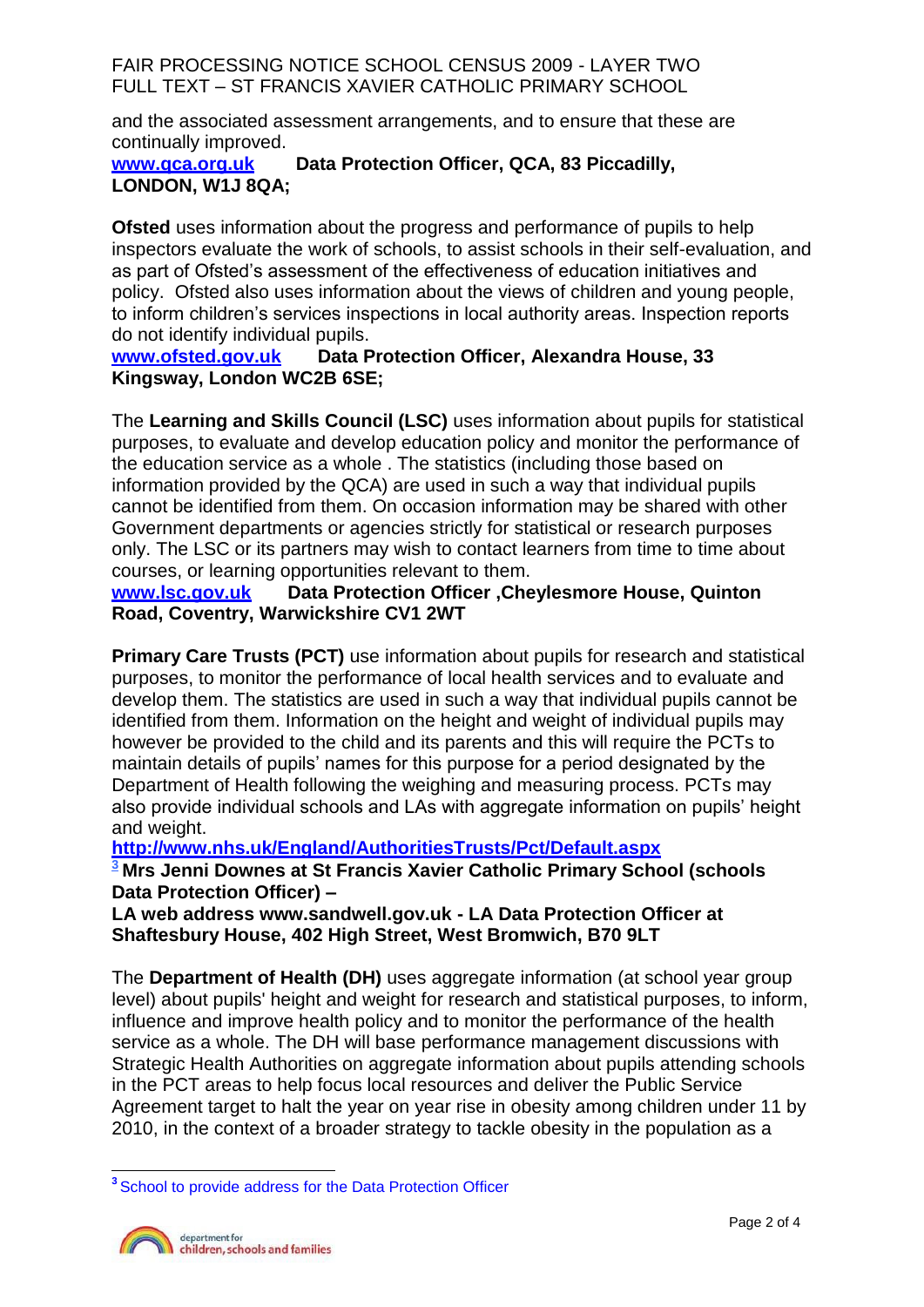and the associated assessment arrangements, and to ensure that these are continually improved.

[www.qca.org.uk](http://www.qca.org.uk) **Data Protection Officer, QCA, 83 Piccadilly, LONDON, W1J 8QA;**

**Ofsted** uses information about the progress and performance of pupils to help inspectors evaluate the work of schools, to assist schools in their self-evaluation, and as part of Ofsted's assessment of the effectiveness of education initiatives and policy. Ofsted also uses information about the views of children and young people, to inform children's services inspections in local authority areas. Inspection reports do not identify individual pupils.

[www.ofsted.gov.uk](http://www.ofsted.gov.uk) **Data Protection Officer, Alexandra House, 33 Kingsway, London WC2B 6SE;**

The **Learning and Skills Council (LSC)** uses information about pupils for statistical purposes, to evaluate and develop education policy and monitor the performance of the education service as a whole . The statistics (including those based on information provided by the QCA) are used in such a way that individual pupils cannot be identified from them. On occasion information may be shared with other Government departments or agencies strictly for statistical or research purposes only. The LSC or its partners may wish to contact learners from time to time about courses, or learning opportunities relevant to them.

[www.lsc.gov.uk](http://www.lsc.gov.uk) **Data Protection Officer ,Cheylesmore House, Quinton Road, Coventry, Warwickshire CV1 2WT**

**Primary Care Trusts (PCT)** use information about pupils for research and statistical purposes, to monitor the performance of local health services and to evaluate and develop them. The statistics are used in such a way that individual pupils cannot be identified from them. Information on the height and weight of individual pupils may however be provided to the child and its parents and this will require the PCTs to maintain details of pupils' names for this purpose for a period designated by the Department of Health following the weighing and measuring process. PCTs may also provide individual schools and LAs with aggregate information on pupils' height and weight.

**[http://www.nhs.uk/England/AuthoritiesTrusts/Pct/Default.aspx](http://www.nhs.uk/England/AuthoritiesTrusts/Pct/Default.aspx)**

[3] **Mrs Jenni Downes at St Francis Xavier Catholic Primary School (schools Data Protection Officer) –**

**LA web address www.sandwell.gov.uk - LA Data Protection Officer at Shaftesbury House, 402 High Street, West Bromwich, B70 9LT**

The **Department of Health (DH)** uses aggregate information (at school year group level) about pupils' height and weight for research and statistical purposes, to inform, influence and improve health policy and to monitor the performance of the health service as a whole. The DH will base performance management discussions with Strategic Health Authorities on aggregate information about pupils attending schools in the PCT areas to help focus local resources and deliver the Public Service Agreement target to halt the year on year rise in obesity among children under 11 by 2010, in the context of a broader strategy to tackle obesity in the population as a

---

[3] School to provide address for the Data Protection Officer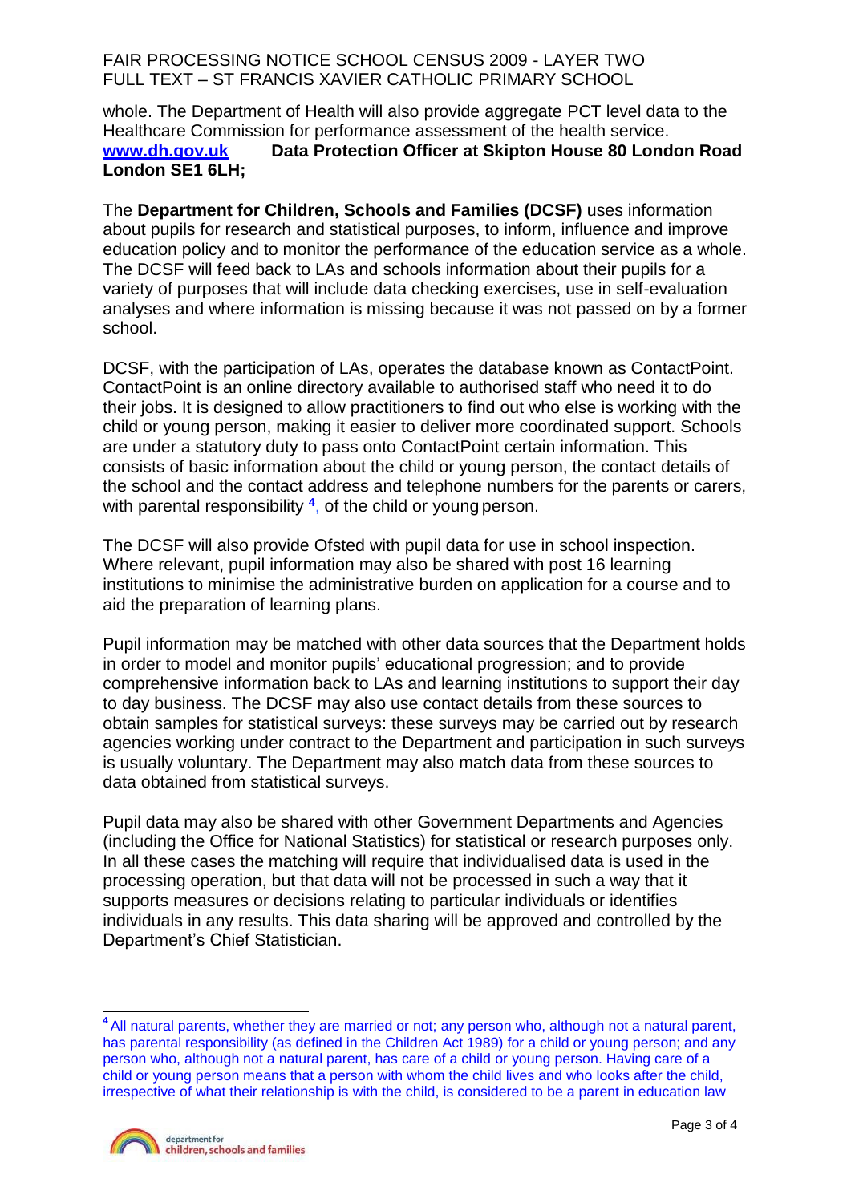whole. The Department of Health will also provide aggregate PCT level data to the Healthcare Commission for performance assessment of the health service.
[www.dh.gov.uk](http://www.dh.gov.uk) **Data Protection Officer at Skipton House 80 London Road London SE1 6LH;**

The **Department for Children, Schools and Families (DCSF)** uses information about pupils for research and statistical purposes, to inform, influence and improve education policy and to monitor the performance of the education service as a whole. The DCSF will feed back to LAs and schools information about their pupils for a variety of purposes that will include data checking exercises, use in self-evaluation analyses and where information is missing because it was not passed on by a former school.

DCSF, with the participation of LAs, operates the database known as ContactPoint. ContactPoint is an online directory available to authorised staff who need it to do their jobs. It is designed to allow practitioners to find out who else is working with the child or young person, making it easier to deliver more coordinated support. Schools are under a statutory duty to pass onto ContactPoint certain information. This consists of basic information about the child or young person, the contact details of the school and the contact address and telephone numbers for the parents or carers, with parental responsibility [4], of the child or young person.

The DCSF will also provide Ofsted with pupil data for use in school inspection. Where relevant, pupil information may also be shared with post 16 learning institutions to minimise the administrative burden on application for a course and to aid the preparation of learning plans.

Pupil information may be matched with other data sources that the Department holds in order to model and monitor pupils' educational progression; and to provide comprehensive information back to LAs and learning institutions to support their day to day business. The DCSF may also use contact details from these sources to obtain samples for statistical surveys: these surveys may be carried out by research agencies working under contract to the Department and participation in such surveys is usually voluntary. The Department may also match data from these sources to data obtained from statistical surveys.

Pupil data may also be shared with other Government Departments and Agencies (including the Office for National Statistics) for statistical or research purposes only. In all these cases the matching will require that individualised data is used in the processing operation, but that data will not be processed in such a way that it supports measures or decisions relating to particular individuals or identifies individuals in any results. This data sharing will be approved and controlled by the Department's Chief Statistician.

---

[4] All natural parents, whether they are married or not; any person who, although not a natural parent, has parental responsibility (as defined in the Children Act 1989) for a child or young person; and any person who, although not a natural parent, has care of a child or young person. Having care of a child or young person means that a person with whom the child lives and who looks after the child, irrespective of what their relationship is with the child, is considered to be a parent in education law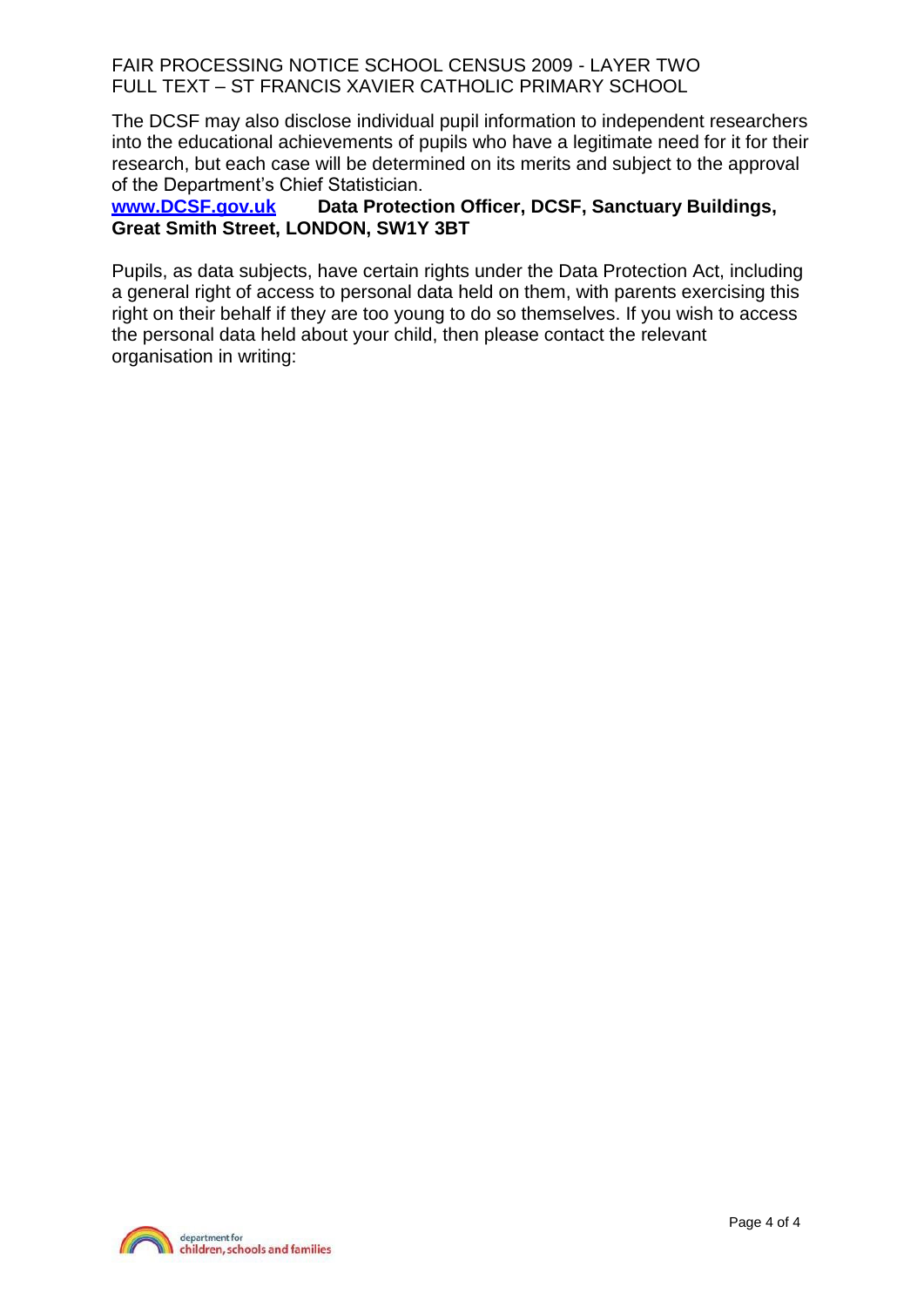FAIR PROCESSING NOTICE SCHOOL CENSUS 2009 - LAYER TWO
FULL TEXT – ST FRANCIS XAVIER CATHOLIC PRIMARY SCHOOL

The DCSF may also disclose individual pupil information to independent researchers into the educational achievements of pupils who have a legitimate need for it for their research, but each case will be determined on its merits and subject to the approval of the Department's Chief Statistician.

[www.DCSF.gov.uk](http://www.DCSF.gov.uk) **Data Protection Officer, DCSF, Sanctuary Buildings, Great Smith Street, LONDON, SW1Y 3BT**

Pupils, as data subjects, have certain rights under the Data Protection Act, including a general right of access to personal data held on them, with parents exercising this right on their behalf if they are too young to do so themselves. If you wish to access the personal data held about your child, then please contact the relevant organisation in writing: